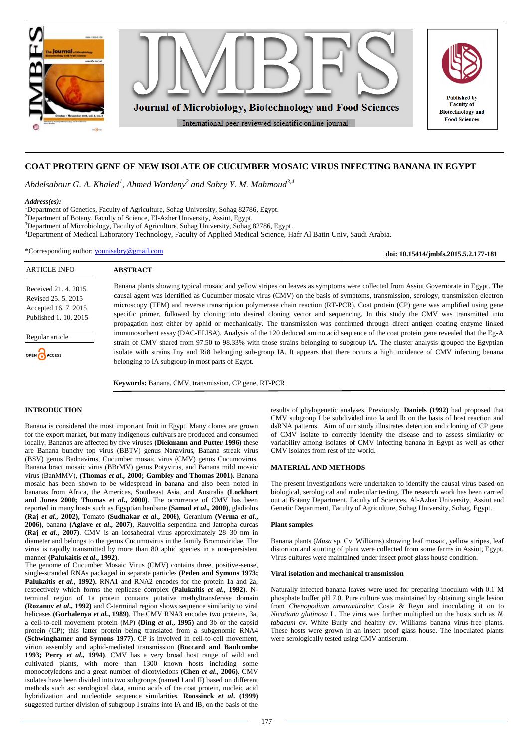# COAT PROTEIN GENE OF NEW ISOLATE OF CUCUMBER MOSAIC VIRUS INFECTING BANANA IN EGYPT

*Abdelsabour G. A. Khaled[1], Ahmed Wardany[2] and Sabry Y. M. Mahmoud[3,4]*

***Address(es):***
[1]Department of Genetics, Faculty of Agriculture, Sohag University, Sohag 82786, Egypt.
[2]Department of Botany, Faculty of Science, El-Azher University, Assiut, Egypt.
[3]Department of Microbiology, Faculty of Agriculture, Sohag University, Sohag 82786, Egypt.
[4]Department of Medical Laboratory Technology, Faculty of Applied Medical Science, Hafr Al Batin Univ, Saudi Arabia.

*Corresponding author: younisabry@gmail.com

**doi: 10.15414/jmbfs.2015.5.2.177-181**

ARTICLE INFO

Received 21. 4. 2015
Revised 25. 5. 2015
Accepted 16. 7. 2015
Published 1. 10. 2015

Regular article

OPEN ACCESS

**ABSTRACT**

Banana plants showing typical mosaic and yellow stripes on leaves as symptoms were collected from Assiut Governorate in Egypt. The causal agent was identified as Cucumber mosaic virus (CMV) on the basis of symptoms, transmission, serology, transmission electron microscopy (TEM) and reverse transcription polymerase chain reaction (RT-PCR). Coat protein (CP) gene was amplified using gene specific primer, followed by cloning into desired cloning vector and sequencing. In this study the CMV was transmitted into propagation host either by aphid or mechanically. The transmission was confirmed through direct antigen coating enzyme linked immunosorbent assay (DAC-ELISA). Analysis of the 120 deduced amino acid sequence of the coat protein gene revealed that the Eg-A strain of CMV shared from 97.50 to 98.33% with those strains belonging to subgroup IA. The cluster analysis grouped the Egyptian isolate with strains Fny and Ri8 belonging sub-group IA. It appears that there occurs a high incidence of CMV infecting banana belonging to IA subgroup in most parts of Egypt.

**Keywords:** Banana, CMV, transmission, CP gene, RT-PCR

## INTRODUCTION

Banana is considered the most important fruit in Egypt. Many clones are grown for the export market, but many indigenous cultivars are produced and consumed locally. Bananas are affected by five viruses **(Diekmann and Putter 1996)** these are Banana bunchy top virus (BBTV) genus Nanavirus, Banana streak virus (BSV) genus Badnavirus, Cucumber mosaic virus (CMV) genus Cucumovirus, Banana bract mosaic virus (BBrMV) genus Potyvirus, and Banana mild mosaic virus (BanMMV), **(Thomas *et al.*, 2000; Gambley and Thomas 2001)**. Banana mosaic has been shown to be widespread in banana and also been noted in bananas from Africa, the Americas, Southeast Asia, and Australia **(Lockhart and Jones 2000; Thomas *et al.*, 2000)**. The occurrence of CMV has been reported in many hosts such as Egyptian henbane **(Samad *et al.*, 2000)**, gladiolus **(Raj *et al.*, 2002),** Tomato **(Sudhakar *et al.*, 2006)**, Geranium **(Verma *et al.*, 2006)**, banana **(Aglave *et al.*, 2007)**, Rauvolfia serpentina and Jatropha curcas **(Raj *et al.*, 2007)**. CMV is an icosahedral virus approximately 28–30 nm in diameter and belongs to the genus Cucumovirus in the family Bromoviridae. The virus is rapidly transmitted by more than 80 aphid species in a non-persistent manner **(Palukaitis *et al.*, 1992)**.

The genome of Cucumber Mosaic Virus (CMV) contains three, positive-sense, single-stranded RNAs packaged in separate particles **(Peden and Symons 1973; Palukaitis *et al.*, 1992).** RNA1 and RNA2 encodes for the protein 1a and 2a, respectively which forms the replicase complex **(Palukaitis *et al.*, 1992)**. N-terminal region of 1a protein contains putative methyltransferase domain **(Rozanov *et al.*, 1992)** and C-terminal region shows sequence similarity to viral helicases **(Gorbalenya *et al.*, 1989)**. The CMV RNA3 encodes two proteins, 3a, a cell-to-cell movement protein (MP) **(Ding *et al.*, 1995)** and 3b or the capsid protein (CP); this latter protein being translated from a subgenomic RNA4 **(Schwinghamer and Symons 1977)**. CP is involved in cell-to-cell movement, virion assembly and aphid-mediated transmission **(Boccard and Baulcombe 1993; Perry *et al.*, 1994)**. CMV has a very broad host range of wild and cultivated plants, with more than 1300 known hosts including some monocotyledons and a great number of dicotyledons **(Chen *et al.*, 2006)**. CMV isolates have been divided into two subgroups (named I and II) based on different methods such as: serological data, amino acids of the coat protein, nucleic acid hybridization and nucleotide sequence similarities. **Roossinck *et al*. (1999)** suggested further division of subgroup I strains into IA and IB, on the basis of the results of phylogenetic analyses. Previously, **Daniels (1992)** had proposed that CMV subgroup I be subdivided into Ia and Ib on the basis of host reaction and dsRNA patterns. Aim of our study illustrates detection and cloning of CP gene of CMV isolate to correctly identify the disease and to assess similarity or variability among isolates of CMV infecting banana in Egypt as well as other CMV isolates from rest of the world.

## MATERIAL AND METHODS

The present investigations were undertaken to identify the causal virus based on biological, serological and molecular testing. The research work has been carried out at Botany Department, Faculty of Sciences, Al-Azhar University, Assiut and Genetic Department, Faculty of Agriculture, Sohag University, Sohag, Egypt.

### Plant samples

Banana plants (*Musa* sp. Cv. Williams) showing leaf mosaic, yellow stripes, leaf distortion and stunting of plant were collected from some farms in Assiut, Egypt. Virus cultures were maintained under insect proof glass house condition.

### Viral isolation and mechanical transmission

Naturally infected banana leaves were used for preparing inoculum with 0.1 M phosphate buffer pH 7.0. Pure culture was maintained by obtaining single lesion from *Chenopodium amaranticolor* Coste & Reyn and inoculating it on to *Nicotiana glutinosa* L. The virus was further multiplied on the hosts such as *N. tabacum* cv. White Burly and healthy cv. Williams banana virus-free plants. These hosts were grown in an insect proof glass house. The inoculated plants were serologically tested using CMV antiserum.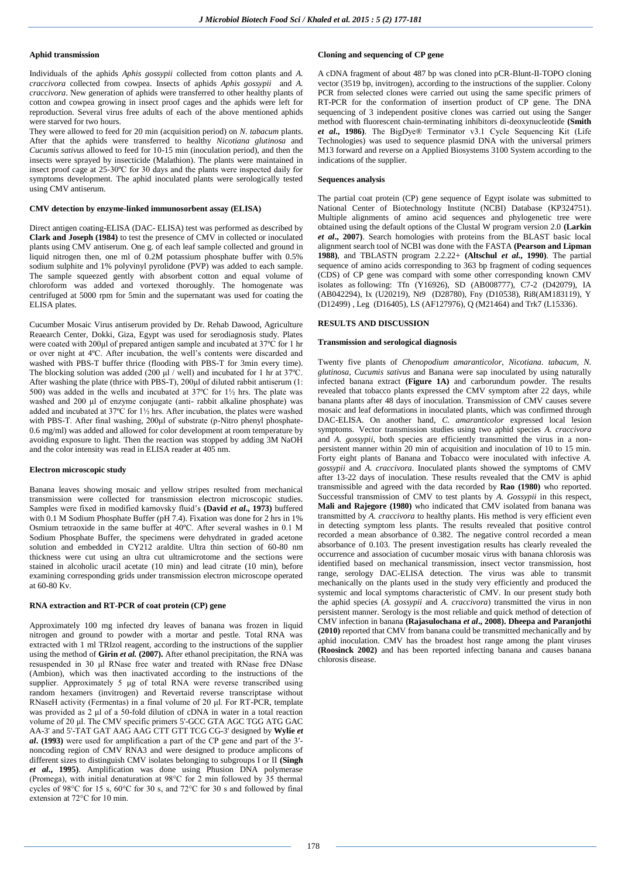#### Aphid transmission

Individuals of the aphids *Aphis gossypii* collected from cotton plants and *A. craccivora* collected from cowpea. Insects of aphids *Aphis gossypii* and *A. craccivora*. New generation of aphids were transferred to other healthy plants of cotton and cowpea growing in insect proof cages and the aphids were left for reproduction. Several virus free adults of each of the above mentioned aphids were starved for two hours.

They were allowed to feed for 20 min (acquisition period) on *N. tabacum* plants. After that the aphids were transferred to healthy *Nicotiana glutinosa* and *Cucumis sativus* allowed to feed for 10-15 min (inoculation period), and then the insects were sprayed by insecticide (Malathion). The plants were maintained in insect proof cage at 25-30ºC for 30 days and the plants were inspected daily for symptoms development. The aphid inoculated plants were serologically tested using CMV antiserum.

#### CMV detection by enzyme-linked immunosorbent assay (ELISA)

Direct antigen coating-ELISA (DAC- ELISA) test was performed as described by **Clark and Joseph (1984)** to test the presence of CMV in collected or inoculated plants using CMV antiserum. One g. of each leaf sample collected and ground in liquid nitrogen then, one ml of 0.2M potassium phosphate buffer with 0.5% sodium sulphite and 1% polyvinyl pyrolidone (PVP) was added to each sample. The sample squeezed gently with absorbent cotton and equal volume of chloroform was added and vortexed thoroughly. The homogenate was centrifuged at 5000 rpm for 5min and the supernatant was used for coating the ELISA plates.

Cucumber Mosaic Virus antiserum provided by Dr. Rehab Dawood, Agriculture Reaearch Center, Dokki, Giza, Egypt was used for serodiagnosis study. Plates were coated with 200μl of prepared antigen sample and incubated at 37ºC for 1 hr or over night at 4ºC. After incubation, the well's contents were discarded and washed with PBS-T buffer thrice (flooding with PBS-T for 3min every time). The blocking solution was added (200 μl / well) and incubated for 1 hr at 37ºC. After washing the plate (thrice with PBS-T), 200μl of diluted rabbit antiserum (1: 500) was added in the wells and incubated at 37ºC for 1½ hrs. The plate was washed and 200 μl of enzyme conjugate (anti- rabbit alkaline phosphate) was added and incubated at 37ºC for 1½ hrs. After incubation, the plates were washed with PBS-T. After final washing, 200μl of substrate (p-Nitro phenyl phosphate-0.6 mg/ml) was added and allowed for color development at room temperature by avoiding exposure to light. Then the reaction was stopped by adding 3M NaOH and the color intensity was read in ELISA reader at 405 nm.

#### Electron microscopic study

Banana leaves showing mosaic and yellow stripes resulted from mechanical transmission were collected for transmission electron microscopic studies. Samples were fixed in modified karnovsky fluid's **(David *et al*., 1973)** buffered with 0.1 M Sodium Phosphate Buffer (pH 7.4). Fixation was done for 2 hrs in 1% Osmium tetraoxide in the same buffer at 40ºC. After several washes in 0.1 M Sodium Phosphate Buffer, the specimens were dehydrated in graded acetone solution and embedded in CY212 araldite. Ultra thin section of 60-80 nm thickness were cut using an ultra cut ultramicrotome and the sections were stained in alcoholic uracil acetate (10 min) and lead citrate (10 min), before examining corresponding grids under transmission electron microscope operated at 60-80 Kv.

#### RNA extraction and RT-PCR of coat protein (CP) gene

Approximately 100 mg infected dry leaves of banana was frozen in liquid nitrogen and ground to powder with a mortar and pestle. Total RNA was extracted with 1 ml TRIzol reagent, according to the instructions of the supplier using the method of **Girin *et al.* (2007).** After ethanol precipitation, the RNA was resuspended in 30 μl RNase free water and treated with RNase free DNase (Ambion), which was then inactivated according to the instructions of the supplier. Approximately 5 μg of total RNA were reverse transcribed using random hexamers (invitrogen) and Revertaid reverse transcriptase without RNaseH activity (Fermentas) in a final volume of 20 μl. For RT-PCR, template was provided as 2 μl of a 50-fold dilution of cDNA in water in a total reaction volume of 20 μl. The CMV specific primers 5'-GCC GTA AGC TGG ATG GAC AA-3′ and 5'-TAT GAT AAG AAG CTT GTT TCG CG-3′ designed by **Wylie *et al*. (1993)** were used for amplification a part of the CP gene and part of the 3′-noncoding region of CMV RNA3 and were designed to produce amplicons of different sizes to distinguish CMV isolates belonging to subgroups I or II **(Singh *et al*., 1995)**. Amplification was done using Phusion DNA polymerase (Promega), with initial denaturation at 98°C for 2 min followed by 35 thermal cycles of 98°C for 15 s, 60°C for 30 s, and 72°C for 30 s and followed by final extension at 72°C for 10 min.

#### Cloning and sequencing of CP gene

A cDNA fragment of about 487 bp was cloned into pCR-Blunt-II-TOPO cloning vector (3519 bp, invitrogen), according to the instructions of the supplier. Colony PCR from selected clones were carried out using the same specific primers of RT-PCR for the conformation of insertion product of CP gene. The DNA sequencing of 3 independent positive clones was carried out using the Sanger method with fluorescent chain-terminating inhibitors di-deoxynucleotide **(Smith *et al*., 1986)**. The BigDye® Terminator v3.1 Cycle Sequencing Kit (Life Technologies) was used to sequence plasmid DNA with the universal primers M13 forward and reverse on a Applied Biosystems 3100 System according to the indications of the supplier.

#### Sequences analysis

The partial coat protein (CP) gene sequence of Egypt isolate was submitted to National Center of Biotechnology Institute (NCBI) Database (KP324751). Multiple alignments of amino acid sequences and phylogenetic tree were obtained using the default options of the Clustal W program version 2.0 **(Larkin *et al*., 2007)**. Search homologies with proteins from the BLAST basic local alignment search tool of NCBI was done with the FASTA **(Pearson and Lipman 1988)**, and TBLASTN program 2.2.22+ **(Altschul *et al*., 1990)**. The partial sequence of amino acids corresponding to 363 bp fragment of coding sequences (CDS) of CP gene was compard with some other corresponding known CMV isolates as following: Tfn (Y16926), SD (AB008777), C7-2 (D42079), IA (AB042294), Ix (U20219), Nt9 (D28780), Fny (D10538), Ri8(AM183119), Y (D12499) , Leg (D16405), LS (AF127976), Q (M21464) and Trk7 (L15336).

### RESULTS AND DISCUSSION

#### Transmission and serological diagnosis

Twenty five plants of *Chenopodium amaranticolor*, *Nicotiana. tabacum*, *N. glutinosa*, *Cucumis sativus* and Banana were sap inoculated by using naturally infected banana extract **(Figure 1A)** and carborundum powder. The results revealed that tobacco plants expressed the CMV symptom after 22 days, while banana plants after 48 days of inoculation. Transmission of CMV causes severe mosaic and leaf deformations in inoculated plants, which was confirmed through DAC-ELISA. On another hand, *C. amaranticolor* expressed local lesion symptoms. Vector transmission studies using two aphid species *A. craccivora* and *A. gossypii*, both species are efficiently transmitted the virus in a non-persistent manner within 20 min of acquisition and inoculation of 10 to 15 min. Forty eight plants of Banana and Tobacco were inoculated with infective *A. gossypii* and *A. craccivora*. Inoculated plants showed the symptoms of CMV after 13-22 days of inoculation. These results revealed that the CMV is aphid transmissible and agreed with the data recorded by **Rao (1980)** who reported. Successful transmission of CMV to test plants by *A. Gossypii* in this respect, **Mali and Rajegore (1980)** who indicated that CMV isolated from banana was transmitted by *A. craccivora* to healthy plants. His method is very efficient even in detecting symptom less plants. The results revealed that positive control recorded a mean absorbance of 0.382. The negative control recorded a mean absorbance of 0.103. The present investigation results has clearly revealed the occurrence and association of cucumber mosaic virus with banana chlorosis was identified based on mechanical transmission, insect vector transmission, host range, serology DAC-ELISA detection. The virus was able to transmit mechanically on the plants used in the study very efficiently and produced the systemic and local symptoms characteristic of CMV. In our present study both the aphid species (*A. gossypii* and *A. craccivora*) transmitted the virus in non persistent manner. Serology is the most reliable and quick method of detection of CMV infection in banana **(Rajasulochana *et al*., 2008). Dheepa and Paranjothi (2010)** reported that CMV from banana could be transmitted mechanically and by aphid inoculation. CMV has the broadest host range among the plant viruses **(Roosinck 2002)** and has been reported infecting banana and causes banana chlorosis disease.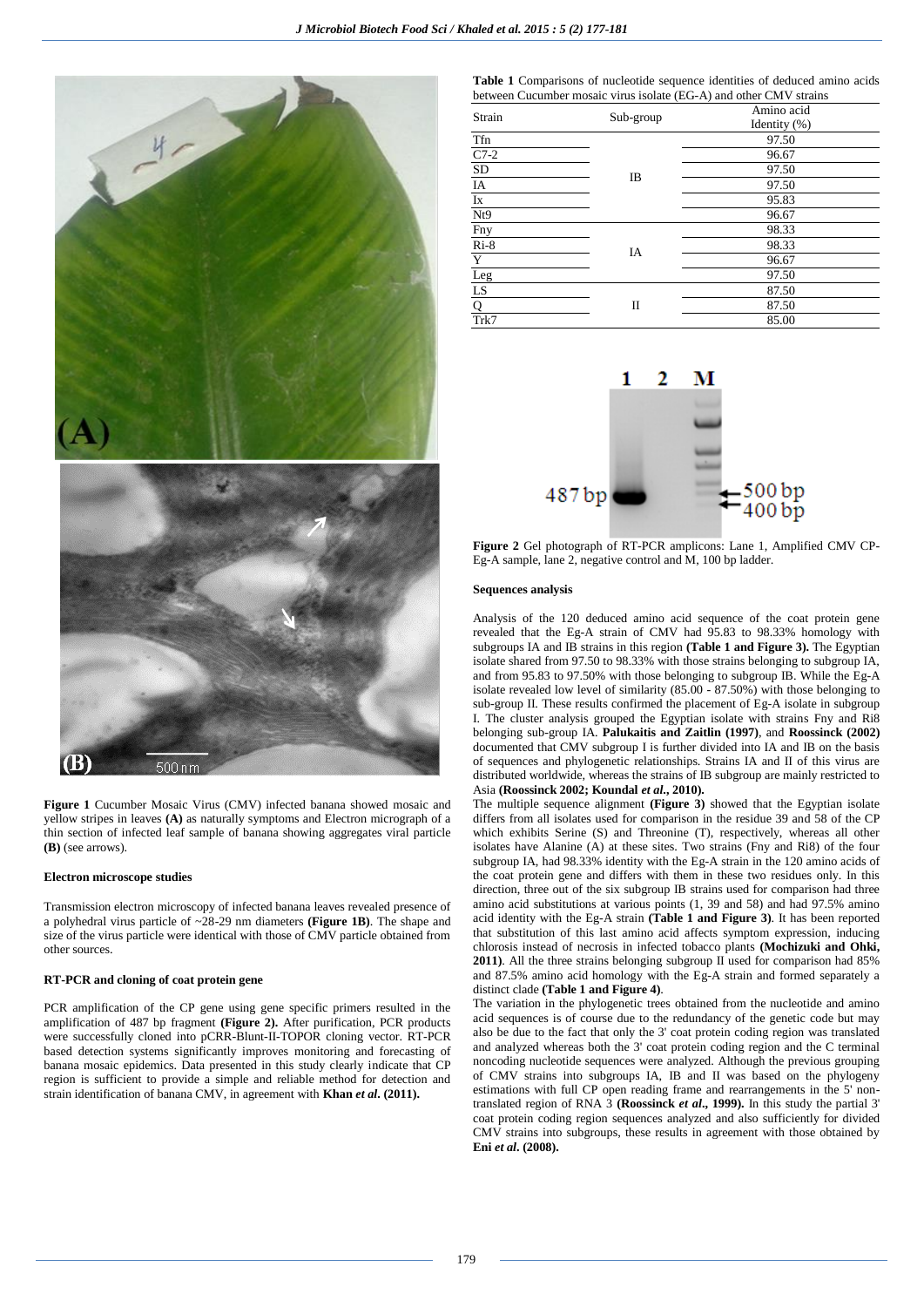Figure 1 Cucumber Mosaic Virus (CMV) infected banana showed mosaic and yellow stripes in leaves **(A)** as naturally symptoms and Electron micrograph of a thin section of infected leaf sample of banana showing aggregates viral particle **(B)** (see arrows).

### Electron microscope studies

Transmission electron microscopy of infected banana leaves revealed presence of a polyhedral virus particle of ~28-29 nm diameters **(Figure 1B)**. The shape and size of the virus particle were identical with those of CMV particle obtained from other sources.

### RT-PCR and cloning of coat protein gene

PCR amplification of the CP gene using gene specific primers resulted in the amplification of 487 bp fragment **(Figure 2).** After purification, PCR products were successfully cloned into pCRR-Blunt-II-TOPOR cloning vector. RT-PCR based detection systems significantly improves monitoring and forecasting of banana mosaic epidemics. Data presented in this study clearly indicate that CP region is sufficient to provide a simple and reliable method for detection and strain identification of banana CMV, in agreement with **Khan *et al*. (2011).**

**Table 1** Comparisons of nucleotide sequence identities of deduced amino acids between Cucumber mosaic virus isolate (EG-A) and other CMV strains

| Strain | Sub-group | Amino acid Identity (%) |
|---|---|---|
| Tfn | IB | 97.50 |
| C7-2 | | 96.67 |
| SD | | 97.50 |
| IA | | 97.50 |
| Ix | | 95.83 |
| Nt9 | | 96.67 |
| Fny | IA | 98.33 |
| Ri-8 | | 98.33 |
| Y | | 96.67 |
| Leg | | 97.50 |
| LS | II | 87.50 |
| Q | | 87.50 |
| Trk7 | | 85.00 |

**Figure 2** Gel photograph of RT-PCR amplicons: Lane 1, Amplified CMV CP-Eg-A sample, lane 2, negative control and M, 100 bp ladder.

### Sequences analysis

Analysis of the 120 deduced amino acid sequence of the coat protein gene revealed that the Eg-A strain of CMV had 95.83 to 98.33% homology with subgroups IA and IB strains in this region **(Table 1 and Figure 3).** The Egyptian isolate shared from 97.50 to 98.33% with those strains belonging to subgroup IA, and from 95.83 to 97.50% with those belonging to subgroup IB. While the Eg-A isolate revealed low level of similarity (85.00 - 87.50%) with those belonging to sub-group II. These results confirmed the placement of Eg-A isolate in subgroup I. The cluster analysis grouped the Egyptian isolate with strains Fny and Ri8 belonging sub-group IA. **Palukaitis and Zaitlin (1997)**, and **Roossinck (2002)** documented that CMV subgroup I is further divided into IA and IB on the basis of sequences and phylogenetic relationships. Strains IA and II of this virus are distributed worldwide, whereas the strains of IB subgroup are mainly restricted to Asia **(Roossinck 2002; Koundal *et al*., 2010).**

The multiple sequence alignment **(Figure 3)** showed that the Egyptian isolate differs from all isolates used for comparison in the residue 39 and 58 of the CP which exhibits Serine (S) and Threonine (T), respectively, whereas all other isolates have Alanine (A) at these sites. Two strains (Fny and Ri8) of the four subgroup IA, had 98.33% identity with the Eg-A strain in the 120 amino acids of the coat protein gene and differs with them in these two residues only. In this direction, three out of the six subgroup IB strains used for comparison had three amino acid substitutions at various points (1, 39 and 58) and had 97.5% amino acid identity with the Eg-A strain **(Table 1 and Figure 3)**. It has been reported that substitution of this last amino acid affects symptom expression, inducing chlorosis instead of necrosis in infected tobacco plants **(Mochizuki and Ohki, 2011)**. All the three strains belonging subgroup II used for comparison had 85% and 87.5% amino acid homology with the Eg-A strain and formed separately a distinct clade **(Table 1 and Figure 4)**.

The variation in the phylogenetic trees obtained from the nucleotide and amino acid sequences is of course due to the redundancy of the genetic code but may also be due to the fact that only the 3' coat protein coding region was translated and analyzed whereas both the 3' coat protein coding region and the C terminal noncoding nucleotide sequences were analyzed. Although the previous grouping of CMV strains into subgroups IA, IB and II was based on the phylogeny estimations with full CP open reading frame and rearrangements in the 5' non-translated region of RNA 3 **(Roossinck *et al*., 1999).** In this study the partial 3' coat protein coding region sequences analyzed and also sufficiently for divided CMV strains into subgroups, these results in agreement with those obtained by **Eni *et al*. (2008).**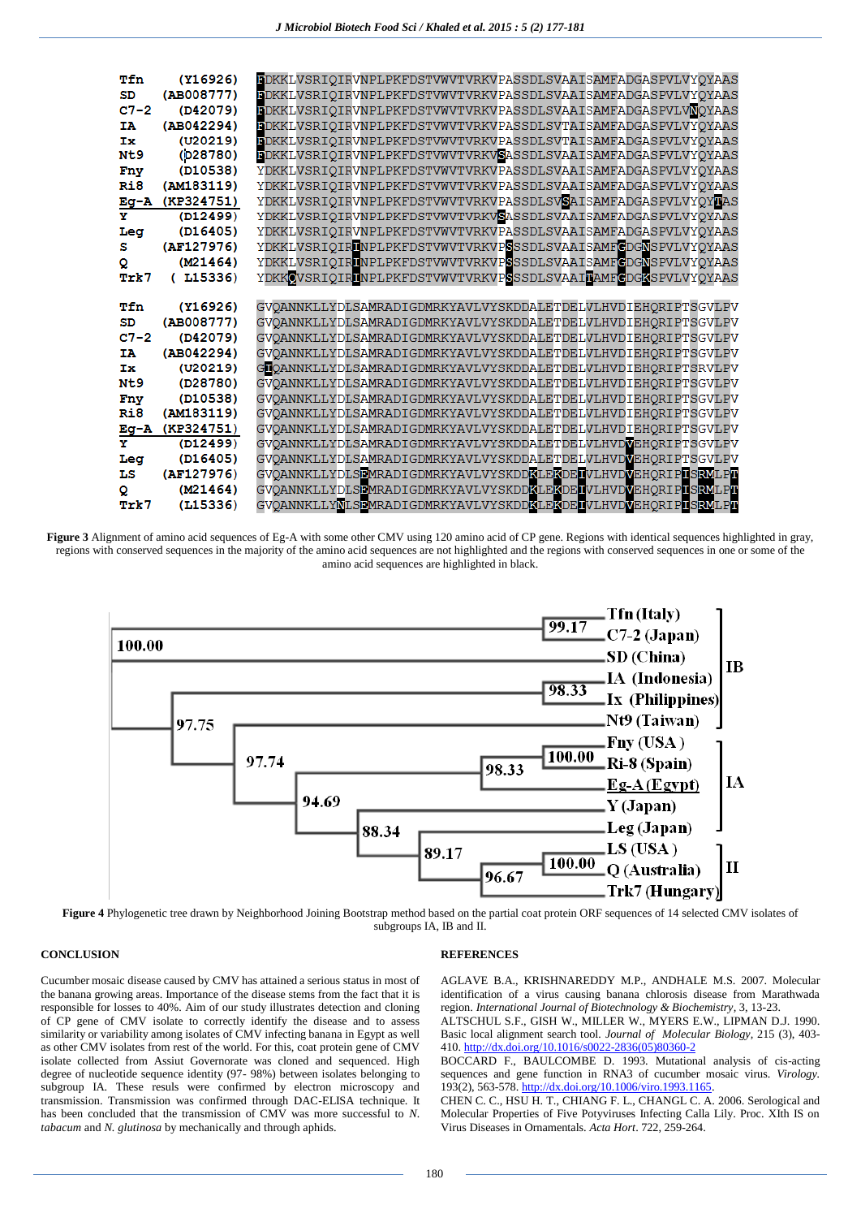```
Tfn     (Y16926)    FDKKLVSRIQIRVNPLPKFDSTVWVTVRKVPASSDLSVAAISAMFADGASPVLVYQYAAS
SD      (AB008777)  FDKKLVSRIQIRVNPLPKFDSTVWVTVRKVPASSDLSVAAISAMFADGASPVLVYQYAAS
C7-2    (D42079)    FDKKLVSRIQIRVNPLPKFDSTVWVTVRKVPASSDLSVAAISAMFADGASPVLVNQYAAS
IA      (AB042294)  FDKKLVSRIQIRVNPLPKFDSTVWVTVRKVPASSDLSVTAISAMFADGASPVLVYQYAAS
Ix      (U20219)    FDKKLVSRIQIRVNPLPKFDSTVWVTVRKVPASSDLSVTAISAMFADGASPVLVYQYAAS
Nt9     (D28780)    FDKKLVSRIQIRVNPLPKFDSTVWVTVRKVSASSDLSVAAISAMFADGASPVLVYQYAAS
Fny     (D10538)    YDKKLVSRIQIRVNPLPKFDSTVWVTVRKVPASSDLSVAAISAMFADGASPVLVYQYAAS
Ri8     (AM183119)  YDKKLVSRIQIRVNPLPKFDSTVWVTVRKVPASSDLSVAAISAMFADGASPVLVYQYAAS
Eg-A    (KP324751)  YDKKLVSRIQIRVNPLPKFDSTVWVTVRKVPASSDLSVSAISAMFADGASPVLVYQYTAS
Y       (D12499)    YDKKLVSRIQIRVNPLPKFDSTVWVTVRKVSASSDLSVAAISAMFADGASPVLVYQYAAS
Leg     (D16405)    YDKKLVSRIQIRVNPLPKFDSTVWVTVRKVPASSDLSVAAISAMFADGASPVLVYQYAAS
S       (AF127976)  YDKKLVSRIQIRINPLPKFDSTVWVTVRKVPSSSDLSVAAISAMFGDGNSPVLVYQYAAS
Q       (M21464)    YDKKLVSRIQIRINPLPKFDSTVWVTVRKVPSSSDLSVAAISAMFGDGNSPVLVYQYAAS
Trk7    ( L15336)   YDKKQVSRIQIRINPLPKFDSTVWVTVRKVPSSSDLSVAAITAMFGDGKSPVLVYQYAAS

Tfn     (Y16926)    GVQANNKLLYDLSAMRADIGDMRKYAVLVYSKDDALETDELVLHVDIEHQRIPTSGVLPV
SD      (AB008777)  GVQANNKLLYDLSAMRADIGDMRKYAVLVYSKDDALETDELVLHVDIEHQRIPTSGVLPV
C7-2    (D42079)    GVQANNKLLYDLSAMRADIGDMRKYAVLVYSKDDALETDELVLHVDIEHQRIPTSGVLPV
IA      (AB042294)  GVQANNKLLYDLSAMRADIGDMRKYAVLVYSKDDALETDELVLHVDIEHQRIPTSGVLPV
Ix      (U20219)    GIQANNKLLYDLSAMRADIGDMRKYAVLVYSKDDALETDELVLHVDIEHQRIPTSRVLPV
Nt9     (D28780)    GVQANNKLLYDLSAMRADIGDMRKYAVLVYSKDDALETDELVLHVDIEHQRIPTSGVLPV
Fny     (D10538)    GVQANNKLLYDLSAMRADIGDMRKYAVLVYSKDDALETDELVLHVDIEHQRIPTSGVLPV
Ri8     (AM183119)  GVQANNKLLYDLSAMRADIGDMRKYAVLVYSKDDALETDELVLHVDIEHQRIPTSGVLPV
Eg-A    (KP324751)  GVQANNKLLYDLSAMRADIGDMRKYAVLVYSKDDALETDELVLHVDIEHQRIPTSGVLPV
Y       (D12499)    GVQANNKLLYDLSAMRADIGDMRKYAVLVYSKDDALETDELVLHVDVEHQRIPTSGVLPV
Leg     (D16405)    GVQANNKLLYDLSAMRADIGDMRKYAVLVYSKDDALETDELVLHVDVEHQRIPTSGVLPV
LS      (AF127976)  GVQANNKLLYDLSEMRADIGDMRKYAVLVYSKDDKLEKDEIVLHVDVEHQRIPISRMLPT
Q       (M21464)    GVQANNKLLYDLSEMRADIGDMRKYAVLVYSKDDKLEKDEIVLHVDVEHQRIPISRMLPT
Trk7    (L15336)    GVQANNKLLYNLSEMRADIGDMRKYAVLVYSKDDKLEKDEIVLHVDVEHQRIPISRMLPT
```

**Figure 3** Alignment of amino acid sequences of Eg-A with some other CMV using 120 amino acid of CP gene. Regions with identical sequences highlighted in gray, regions with conserved sequences in the majority of the amino acid sequences are not highlighted and the regions with conserved sequences in one or some of the amino acid sequences are highlighted in black.

**Figure 4** Phylogenetic tree drawn by Neighborhood Joining Bootstrap method based on the partial coat protein ORF sequences of 14 selected CMV isolates of subgroups IA, IB and II.

## CONCLUSION

Cucumber mosaic disease caused by CMV has attained a serious status in most of the banana growing areas. Importance of the disease stems from the fact that it is responsible for losses to 40%. Aim of our study illustrates detection and cloning of CP gene of CMV isolate to correctly identify the disease and to assess similarity or variability among isolates of CMV infecting banana in Egypt as well as other CMV isolates from rest of the world. For this, coat protein gene of CMV isolate collected from Assiut Governorate was cloned and sequenced. High degree of nucleotide sequence identity (97- 98%) between isolates belonging to subgroup IA. These results were confirmed by electron microscopy and transmission. Transmission was confirmed through DAC-ELISA technique. It has been concluded that the transmission of CMV was more successful to *N. tabacum* and *N. glutinosa* by mechanically and through aphids.

## REFERENCES

AGLAVE B.A., KRISHNAREDDY M.P., ANDHALE M.S. 2007. Molecular identification of a virus causing banana chlorosis disease from Marathwada region. *International Journal of Biotechnology & Biochemistry*, 3, 13-23.

ALTSCHUL S.F., GISH W., MILLER W., MYERS E.W., LIPMAN D.J. 1990. Basic local alignment search tool. *Journal of Molecular Biology*, 215 (3), 403-410. http://dx.doi.org/10.1016/s0022-2836(05)80360-2

BOCCARD F., BAULCOMBE D. 1993. Mutational analysis of cis-acting sequences and gene function in RNA3 of cucumber mosaic virus. *Virology*. 193(2), 563-578. http://dx.doi.org/10.1006/viro.1993.1165.

CHEN C. C., HSU H. T., CHIANG F. L., CHANGL C. A. 2006. Serological and Molecular Properties of Five Potyviruses Infecting Calla Lily. Proc. XIth IS on Virus Diseases in Ornamentals. *Acta Hort*. 722, 259-264.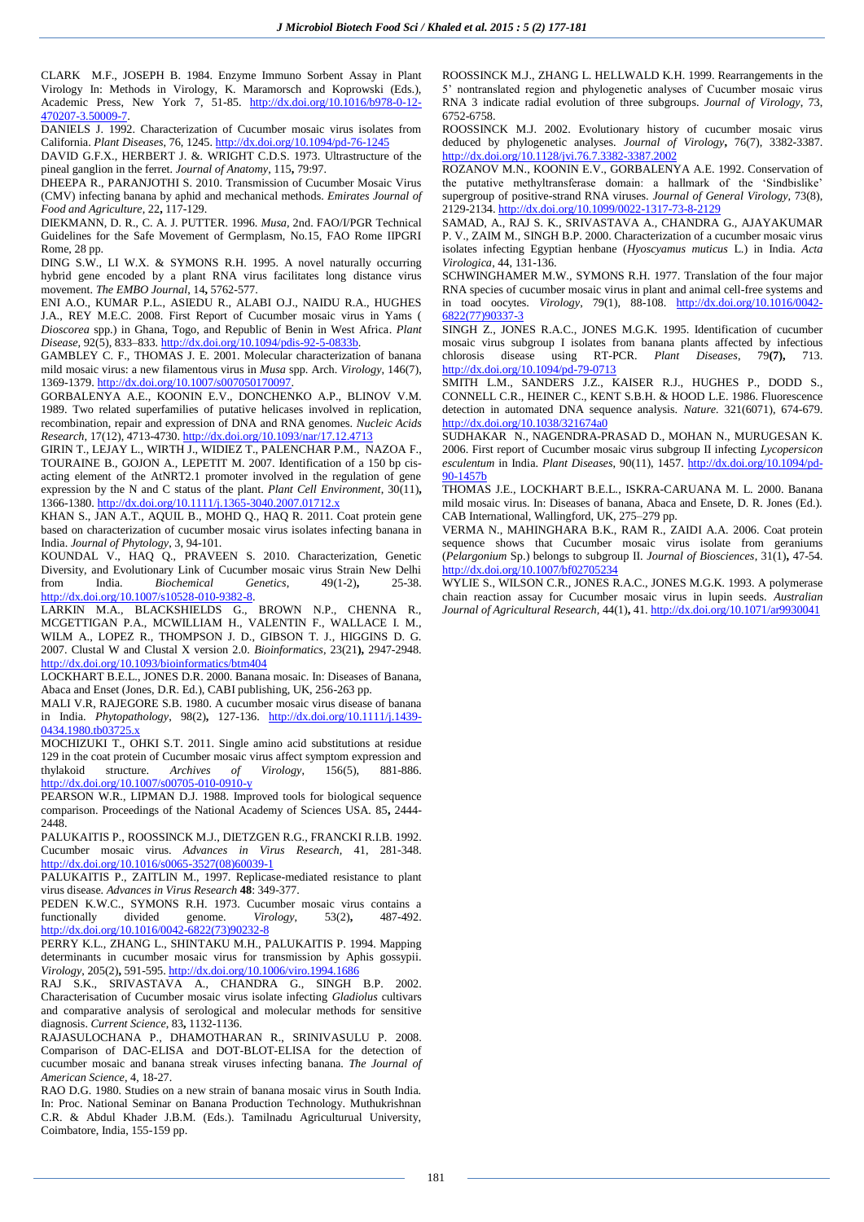CLARK M.F., JOSEPH B. 1984. Enzyme Immuno Sorbent Assay in Plant Virology In: Methods in Virology, K. Maramorsch and Koprowski (Eds.), Academic Press, New York 7, 51-85. http://dx.doi.org/10.1016/b978-0-12-470207-3.50009-7.

DANIELS J. 1992. Characterization of Cucumber mosaic virus isolates from California. *Plant Diseases*, 76, 1245. http://dx.doi.org/10.1094/pd-76-1245

DAVID G.F.X., HERBERT J. &. WRIGHT C.D.S. 1973. Ultrastructure of the pineal ganglion in the ferret. *Journal of Anatomy*, 115**,** 79:97.

DHEEPA R., PARANJOTHI S. 2010. Transmission of Cucumber Mosaic Virus (CMV) infecting banana by aphid and mechanical methods. *Emirates Journal of Food and Agriculture*, 22**,** 117-129.

DIEKMANN, D. R., C. A. J. PUTTER. 1996. *Musa*, 2nd. FAO/I/PGR Technical Guidelines for the Safe Movement of Germplasm, No.15, FAO Rome IIPGRI Rome, 28 pp.

DING S.W., LI W.X. & SYMONS R.H. 1995. A novel naturally occurring hybrid gene encoded by a plant RNA virus facilitates long distance virus movement. *The EMBO Journal*, 14**,** 5762-577.

ENI A.O., KUMAR P.L., ASIEDU R., ALABI O.J., NAIDU R.A., HUGHES J.A., REY M.E.C. 2008. First Report of Cucumber mosaic virus in Yams ( *Dioscorea* spp.) in Ghana, Togo, and Republic of Benin in West Africa. *Plant Disease*, 92(5), 833–833. http://dx.doi.org/10.1094/pdis-92-5-0833b.

GAMBLEY C. F., THOMAS J. E. 2001. Molecular characterization of banana mild mosaic virus: a new filamentous virus in *Musa* spp. Arch. *Virology*, 146(7), 1369-1379. http://dx.doi.org/10.1007/s007050170097.

GORBALENYA A.E., KOONIN E.V., DONCHENKO A.P., BLINOV V.M. 1989. Two related superfamilies of putative helicases involved in replication, recombination, repair and expression of DNA and RNA genomes. *Nucleic Acids Research*, 17(12), 4713-4730. http://dx.doi.org/10.1093/nar/17.12.4713

GIRIN T., LEJAY L., WIRTH J., WIDIEZ T., PALENCHAR P.M., NAZOA F., TOURAINE B., GOJON A., LEPETIT M. 2007. Identification of a 150 bp cis-acting element of the AtNRT2.1 promoter involved in the regulation of gene expression by the N and C status of the plant. *Plant Cell Environment*, 30(11)**,** 1366-1380. http://dx.doi.org/10.1111/j.1365-3040.2007.01712.x

KHAN S., JAN A.T., AQUIL B., MOHD Q., HAQ R. 2011. Coat protein gene based on characterization of cucumber mosaic virus isolates infecting banana in India. *Journal of Phytology*, 3, 94-101.

KOUNDAL V., HAQ Q., PRAVEEN S. 2010. Characterization, Genetic Diversity, and Evolutionary Link of Cucumber mosaic virus Strain New Delhi from India. *Biochemical Genetics*, 49(1-2)**,** 25-38. http://dx.doi.org/10.1007/s10528-010-9382-8.

LARKIN M.A., BLACKSHIELDS G., BROWN N.P., CHENNA R., MCGETTIGAN P.A., MCWILLIAM H., VALENTIN F., WALLACE I. M., WILM A., LOPEZ R., THOMPSON J. D., GIBSON T. J., HIGGINS D. G. 2007. Clustal W and Clustal X version 2.0. *Bioinformatics*, 23(21**)**, 2947-2948. http://dx.doi.org/10.1093/bioinformatics/btm404

LOCKHART B.E.L., JONES D.R. 2000. Banana mosaic. In: Diseases of Banana, Abaca and Enset (Jones, D.R. Ed.), CABI publishing, UK, 256-263 pp.

MALI V.R, RAJEGORE S.B. 1980. A cucumber mosaic virus disease of banana in India. *Phytopathology*, 98(2)**,** 127-136. http://dx.doi.org/10.1111/j.1439-0434.1980.tb03725.x

MOCHIZUKI T., OHKI S.T. 2011. Single amino acid substitutions at residue 129 in the coat protein of Cucumber mosaic virus affect symptom expression and thylakoid structure. *Archives of Virology*, 156(5), 881-886. http://dx.doi.org/10.1007/s00705-010-0910-y

PEARSON W.R., LIPMAN D.J. 1988. Improved tools for biological sequence comparison. Proceedings of the National Academy of Sciences USA. 85**,** 2444-2448.

PALUKAITIS P., ROOSSINCK M.J., DIETZGEN R.G., FRANCKI R.I.B. 1992. Cucumber mosaic virus. *Advances in Virus Research*, 41, 281-348. http://dx.doi.org/10.1016/s0065-3527(08)60039-1

PALUKAITIS P., ZAITLIN M., 1997. Replicase-mediated resistance to plant virus disease. *Advances in Virus Research* **48**: 349-377.

PEDEN K.W.C., SYMONS R.H. 1973. Cucumber mosaic virus contains a functionally divided genome. *Virology*, 53(2)**,** 487-492. http://dx.doi.org/10.1016/0042-6822(73)90232-8

PERRY K.L., ZHANG L., SHINTAKU M.H., PALUKAITIS P. 1994. Mapping determinants in cucumber mosaic virus for transmission by Aphis gossypii. *Virology*, 205(2)**,** 591-595. http://dx.doi.org/10.1006/viro.1994.1686

RAJ S.K., SRIVASTAVA A., CHANDRA G., SINGH B.P. 2002. Characterisation of Cucumber mosaic virus isolate infecting *Gladiolus* cultivars and comparative analysis of serological and molecular methods for sensitive diagnosis. *Current Science*, 83**,** 1132-1136.

RAJASULOCHANA P., DHAMOTHARAN R., SRINIVASULU P. 2008. Comparison of DAC-ELISA and DOT-BLOT-ELISA for the detection of cucumber mosaic and banana streak viruses infecting banana. *The Journal of American Science*, 4, 18-27.

RAO D.G. 1980. Studies on a new strain of banana mosaic virus in South India. In: Proc. National Seminar on Banana Production Technology. Muthukrishnan C.R. & Abdul Khader J.B.M. (Eds.). Tamilnadu Agriculturual University, Coimbatore, India, 155-159 pp.

ROOSSINCK M.J., ZHANG L. HELLWALD K.H. 1999. Rearrangements in the 5' nontranslated region and phylogenetic analyses of Cucumber mosaic virus RNA 3 indicate radial evolution of three subgroups. *Journal of Virology*, 73, 6752-6758.

ROOSSINCK M.J. 2002. Evolutionary history of cucumber mosaic virus deduced by phylogenetic analyses. *Journal of Virology***,** 76(7), 3382-3387. http://dx.doi.org/10.1128/jvi.76.7.3382-3387.2002

ROZANOV M.N., KOONIN E.V., GORBALENYA A.E. 1992. Conservation of the putative methyltransferase domain: a hallmark of the 'Sindbislike' supergroup of positive-strand RNA viruses. *Journal of General Virology*, 73(8), 2129-2134. http://dx.doi.org/10.1099/0022-1317-73-8-2129

SAMAD, A., RAJ S. K., SRIVASTAVA A., CHANDRA G., AJAYAKUMAR P. V., ZAIM M., SINGH B.P. 2000. Characterization of a cucumber mosaic virus isolates infecting Egyptian henbane (*Hyoscyamus muticus* L.) in India. *Acta Virologica*, 44, 131-136.

SCHWINGHAMER M.W., SYMONS R.H. 1977. Translation of the four major RNA species of cucumber mosaic virus in plant and animal cell-free systems and in toad oocytes. *Virology*, 79(1), 88-108. http://dx.doi.org/10.1016/0042-6822(77)90337-3

SINGH Z., JONES R.A.C., JONES M.G.K. 1995. Identification of cucumber mosaic virus subgroup I isolates from banana plants affected by infectious chlorosis disease using RT-PCR. *Plant Diseases*, 79**(7),** 713. http://dx.doi.org/10.1094/pd-79-0713

SMITH L.M., SANDERS J.Z., KAISER R.J., HUGHES P., DODD S., CONNELL C.R., HEINER C., KENT S.B.H. & HOOD L.E. 1986. Fluorescence detection in automated DNA sequence analysis. *Nature*. 321(6071), 674-679. http://dx.doi.org/10.1038/321674a0

SUDHAKAR N., NAGENDRA-PRASAD D., MOHAN N., MURUGESAN K. 2006. First report of Cucumber mosaic virus subgroup II infecting *Lycopersicon esculentum* in India. *Plant Diseases*, 90(11), 1457. http://dx.doi.org/10.1094/pd-90-1457b

THOMAS J.E., LOCKHART B.E.L., ISKRA-CARUANA M. L. 2000. Banana mild mosaic virus. In: Diseases of banana, Abaca and Ensete, D. R. Jones (Ed.). CAB International, Wallingford, UK, 275–279 pp.

VERMA N., MAHINGHARA B.K., RAM R., ZAIDI A.A. 2006. Coat protein sequence shows that Cucumber mosaic virus isolate from geraniums (*Pelargonium* Sp.) belongs to subgroup II. *Journal of Biosciences*, 31(1)**,** 47-54. http://dx.doi.org/10.1007/bf02705234

WYLIE S., WILSON C.R., JONES R.A.C., JONES M.G.K. 1993. A polymerase chain reaction assay for Cucumber mosaic virus in lupin seeds. *Australian Journal of Agricultural Research*, 44(1)**,** 41. http://dx.doi.org/10.1071/ar9930041